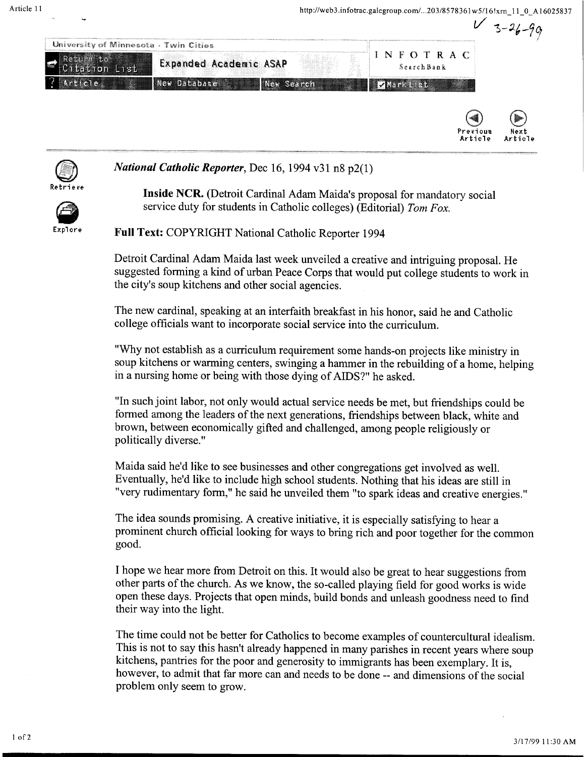*National Catholic Reporter*, Dec 16, 1994 v31 n8 p2(1)

**Inside NCR.** (Detroit Cardinal Adam Maida's proposal for mandatory social service duty for students in Catholic colleges) (Editorial) *Tom Fox.*

**Full Text:** COPYRIGHT National Catholic Reporter 1994

Detroit Cardinal Adam Maida last week unveiled a creative and intriguing proposal. He suggested forming a kind of urban Peace Corps that would put college students to work in the city's soup kitchens and other social agencies.

The new cardinal, speaking at an interfaith breakfast in his honor, said he and Catholic college officials want to incorporate social service into the curriculum.

"Why not establish as a curriculum requirement some hands-on projects like ministry in soup kitchens or warming centers, swinging a hammer in the rebuilding of a home, helping in a nursing home or being with those dying of AIDS?" he asked.

"In such joint labor, not only would actual service needs be met, but friendships could be formed among the leaders of the next generations, friendships between black, white and brown, between economically gifted and challenged, among people religiously or politically diverse."

Maida said he'd like to see businesses and other congregations get involved as well. Eventually, he'd like to include high school students. Nothing that his ideas are still in "very rudimentary form," he said he unveiled them "to spark ideas and creative energies."

The idea sounds promising. A creative initiative, it is especially satisfying to hear a prominent church official looking for ways to bring rich and poor together for the common good.

I hope we hear more from Detroit on this. It would also be great to hear suggestions from other parts of the church. As we know, the so-called playing field for good works is wide open these days. Projects that open minds, build bonds and unleash goodness need to find their way into the light.

The time could not be better for Catholics to become examples of countercultural idealism. This is not to say this hasn't already happened in many parishes in recent years where soup kitchens, pantries for the poor and generosity to immigrants has been exemplary. It is, however, to admit that far more can and needs to be done -- and dimensions of the social problem only seem to grow.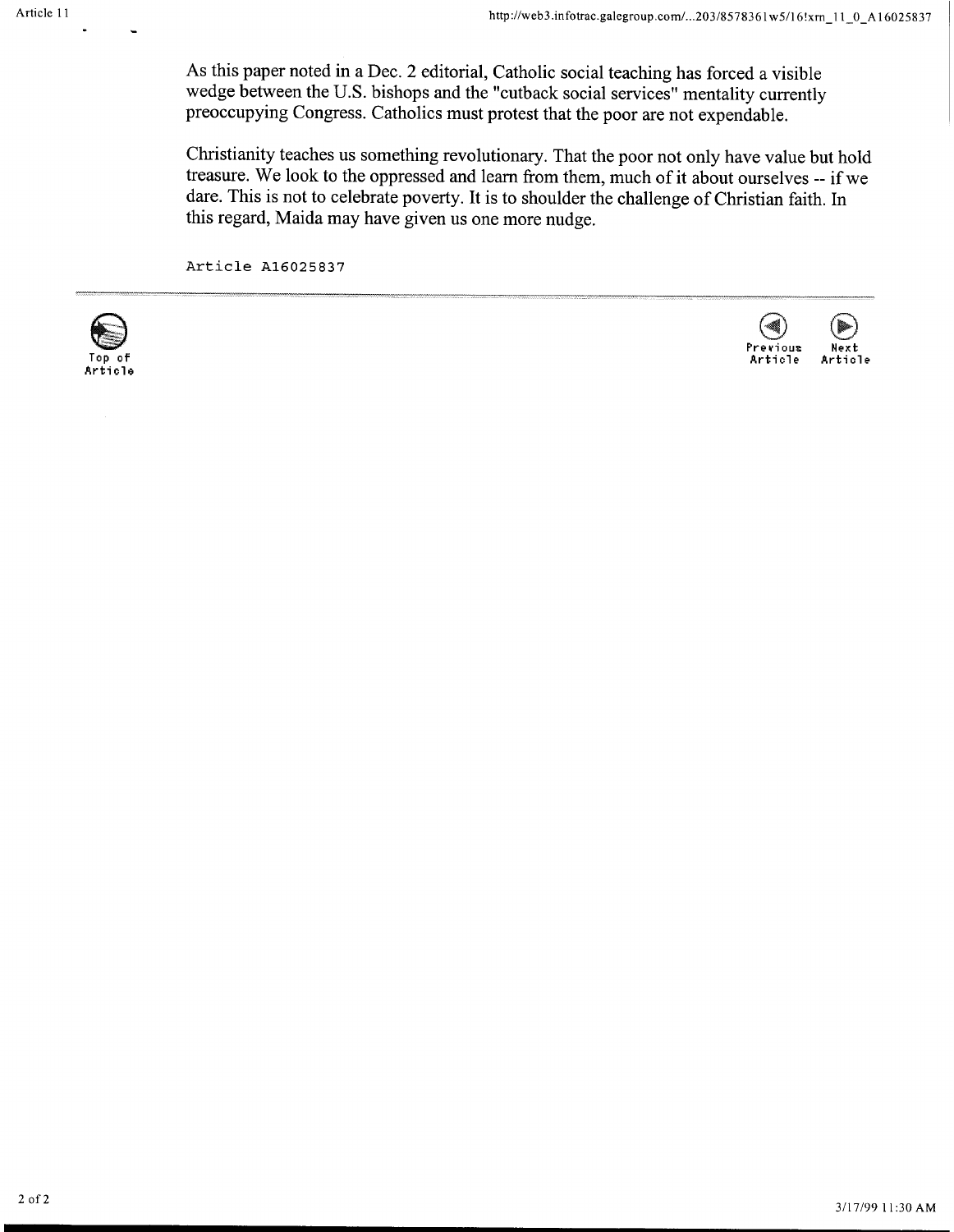As this paper noted in a Dec. 2 editorial, Catholic social teaching has forced a visible wedge between the U.S. bishops and the "cutback social services" mentality currently preoccupying Congress. Catholics must protest that the poor are not expendable.

Christianity teaches us something revolutionary. That the poor not only have value but hold treasure. We look to the oppressed and learn from them, much of it about ourselves -- if we dare. This is not to celebrate poverty. It is to shoulder the challenge of Christian faith. In this regard, Maida may have given us one more nudge.

Article A16025837